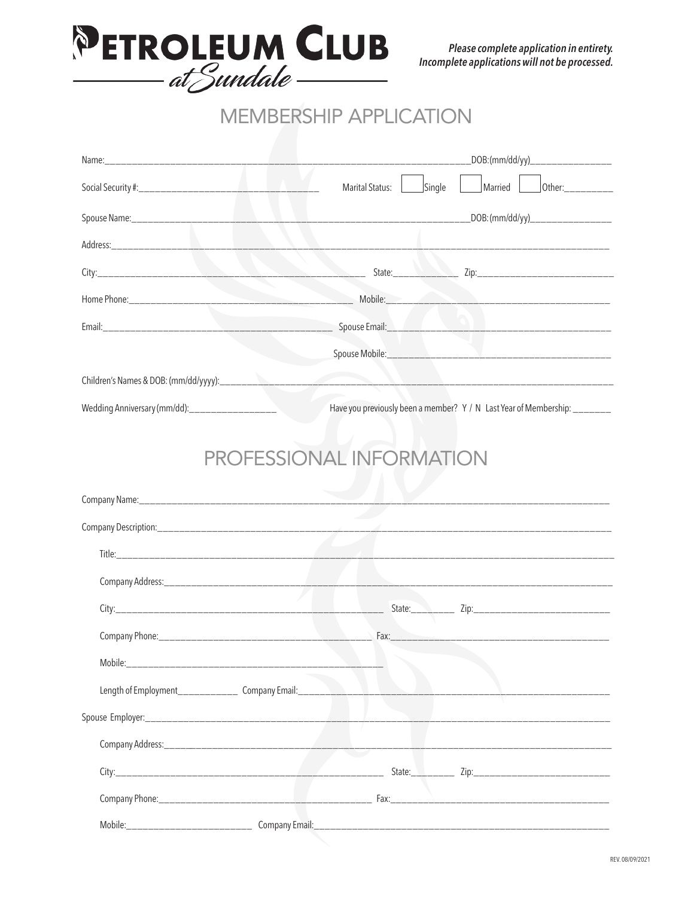# PETROLEUM CLUB at Sundale

***Please complete application in entirety. Incomplete applications will not be processed.***

## MEMBERSHIP APPLICATION

Name:______________________________________________________________________DOB:(mm/dd/yy)________________

Social Security #:____________________________________ Marital Status: ☐ Single ☐ Married ☐ Other:__________

Spouse Name:______________________________________________________________DOB:(mm/dd/yy)________________

Address:_______________________________________________________________________________________________

City:_________________________________________________ State:____________ Zip:___________________________

Home Phone:_____________________________________________ Mobile:_____________________________________________

Email:_______________________________________________ Spouse Email:__________________________________________

Spouse Mobile:____________________________________________

Children's Names & DOB: (mm/dd/yyyy):____________________________________________________________________________

Wedding Anniversary (mm/dd):__________________ Have you previously been a member? Y / N Last Year of Membership: ________

## PROFESSIONAL INFORMATION

Company Name:__________________________________________________________________________________________

Company Description:_____________________________________________________________________________________

Title:_______________________________________________________________________________________________

Company Address:________________________________________________________________________________________

City:_________________________________________________ State:_________ Zip:_____________________________

Company Phone:____________________________________________ Fax:_____________________________________________

Mobile:_____________________________________________________

Length of Employment_____________ Company Email:__________________________________________________________________

Spouse Employer:_________________________________________________________________________________________

Company Address:________________________________________________________________________________________

City:_________________________________________________ State:_________ Zip:_____________________________

Company Phone:____________________________________________ Fax:_____________________________________________

Mobile:___________________________ Company Email:_____________________________________________________________

REV. 08/09/2021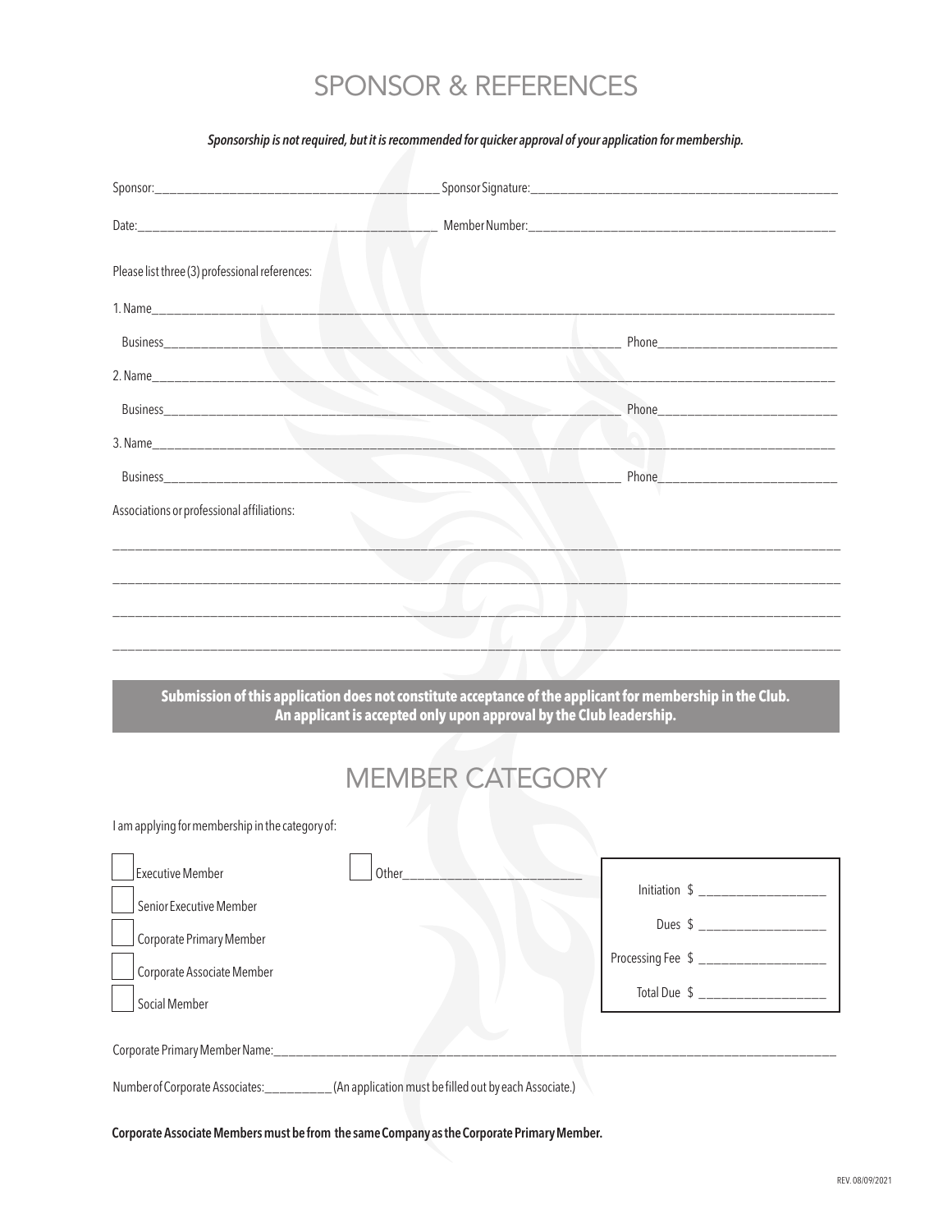# SPONSOR & REFERENCES

***Sponsorship is not required, but it is recommended for quicker approval of your application for membership.***

Sponsor:___________________________________________ Sponsor Signature:_______________________________________________

Date:_______________________________________________ Member Number:_______________________________________________

Please list three (3) professional references:

1. Name__________________________________________________________________________________________________

   Business_____________________________________________________________________ Phone___________________________

2. Name__________________________________________________________________________________________________

   Business_____________________________________________________________________ Phone___________________________

3. Name__________________________________________________________________________________________________

   Business_____________________________________________________________________ Phone___________________________

Associations or professional affiliations:

_________________________________________________________________________________________________________

_________________________________________________________________________________________________________

_________________________________________________________________________________________________________

_________________________________________________________________________________________________________

**Submission of this application does not constitute acceptance of the applicant for membership in the Club. An applicant is accepted only upon approval by the Club leadership.**

# MEMBER CATEGORY

I am applying for membership in the category of:

- ☐ Executive Member
- ☐ Senior Executive Member
- ☐ Corporate Primary Member
- ☐ Corporate Associate Member
- ☐ Social Member
- ☐ Other__________________________

Initiation $ ___________________

Dues $ ___________________

Processing Fee $ ___________________

Total Due $ ___________________

Corporate Primary Member Name:______________________________________________________________________________

Number of Corporate Associates:__________ (An application must be filled out by each Associate.)

**Corporate Associate Members must be from the same Company as the Corporate Primary Member.**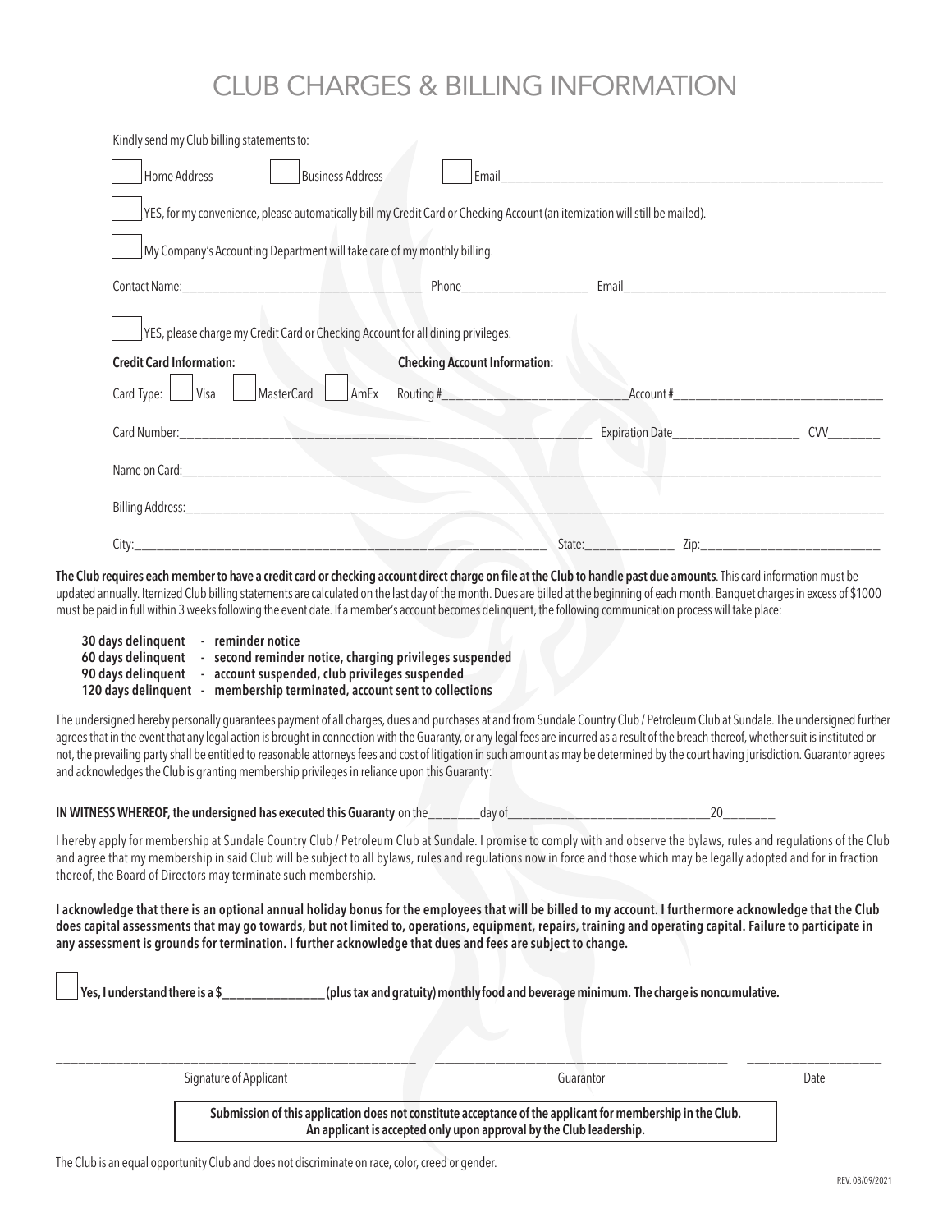# CLUB CHARGES & BILLING INFORMATION

Kindly send my Club billing statements to:

☐ Home Address ☐ Business Address ☐ Email________________________________________________

☐ YES, for my convenience, please automatically bill my Credit Card or Checking Account (an itemization will still be mailed).

☐ My Company's Accounting Department will take care of my monthly billing.

Contact Name:______________________________ Phone________________ Email________________________________

☐ YES, please charge my Credit Card or Checking Account for all dining privileges.

**Credit Card Information:**

Card Type: ☐ Visa ☐ MasterCard ☐ AmEx

**Checking Account Information:**

Routing #________________________ Account #___________________________

Card Number:________________________________________________________ Expiration Date________________ CVV_______

Name on Card:________________________________________________________________________________________

Billing Address:______________________________________________________________________________________

City:______________________________________________________ State:____________ Zip:________________________

**The Club requires each member to have a credit card or checking account direct charge on file at the Club to handle past due amounts**. This card information must be updated annually. Itemized Club billing statements are calculated on the last day of the month. Dues are billed at the beginning of each month. Banquet charges in excess of $1000 must be paid in full within 3 weeks following the event date. If a member's account becomes delinquent, the following communication process will take place:

**30 days delinquent** - **reminder notice**
**60 days delinquent** - **second reminder notice, charging privileges suspended**
**90 days delinquent** - **account suspended, club privileges suspended**
**120 days delinquent** - **membership terminated, account sent to collections**

The undersigned hereby personally guarantees payment of all charges, dues and purchases at and from Sundale Country Club / Petroleum Club at Sundale. The undersigned further agrees that in the event that any legal action is brought in connection with the Guaranty, or any legal fees are incurred as a result of the breach thereof, whether suit is instituted or not, the prevailing party shall be entitled to reasonable attorneys fees and cost of litigation in such amount as may be determined by the court having jurisdiction. Guarantor agrees and acknowledges the Club is granting membership privileges in reliance upon this Guaranty:

**IN WITNESS WHEREOF, the undersigned has executed this Guaranty** on the_______day of____________________________20_______

I hereby apply for membership at Sundale Country Club / Petroleum Club at Sundale. I promise to comply with and observe the bylaws, rules and regulations of the Club and agree that my membership in said Club will be subject to all bylaws, rules and regulations now in force and those which may be legally adopted and for in fraction thereof, the Board of Directors may terminate such membership.

**I acknowledge that there is an optional annual holiday bonus for the employees that will be billed to my account. I furthermore acknowledge that the Club does capital assessments that may go towards, but not limited to, operations, equipment, repairs, training and operating capital. Failure to participate in any assessment is grounds for termination. I further acknowledge that dues and fees are subject to change.**

☐ **Yes, I understand there is a $_______________ (plus tax and gratuity) monthly food and beverage minimum. The charge is noncumulative.**

_____________________________________________ _____________________________________________ ________________

Signature of Applicant Guarantor Date

**Submission of this application does not constitute acceptance of the applicant for membership in the Club. An applicant is accepted only upon approval by the Club leadership.**

The Club is an equal opportunity Club and does not discriminate on race, color, creed or gender.

REV. 08/09/2021